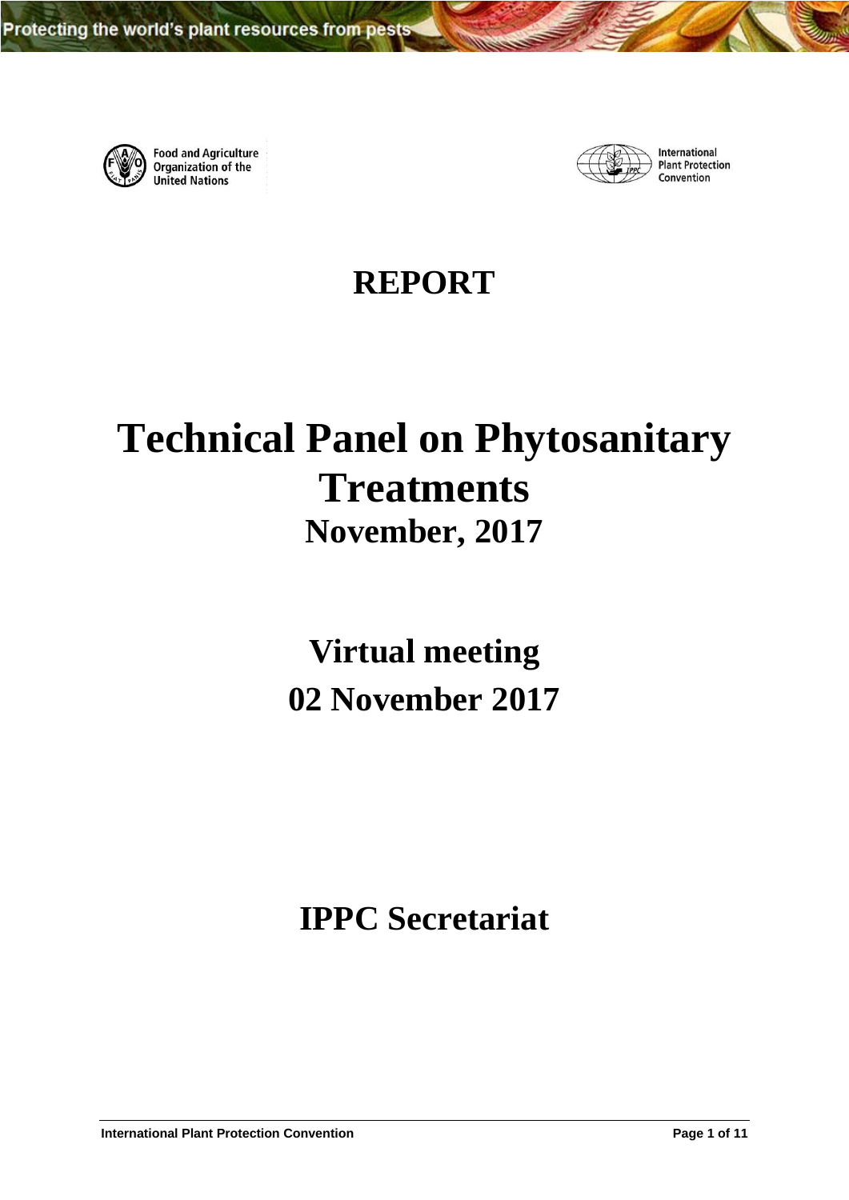Food and Agriculture Organization of the United Nations

International Plant Protection Convention

# REPORT

# Technical Panel on Phytosanitary Treatments

## November, 2017

## Virtual meeting

## 02 November 2017

## IPPC Secretariat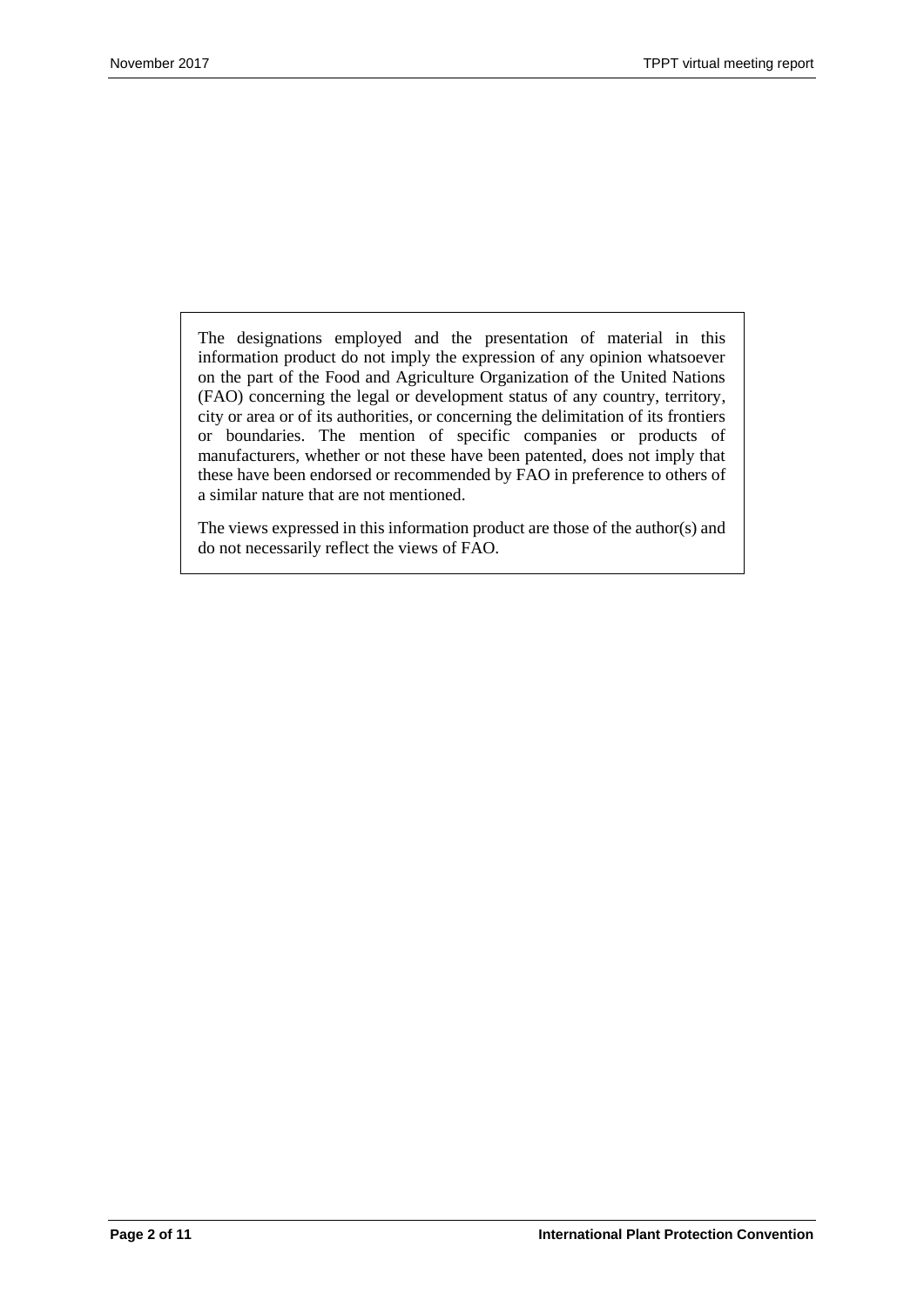The designations employed and the presentation of material in this information product do not imply the expression of any opinion whatsoever on the part of the Food and Agriculture Organization of the United Nations (FAO) concerning the legal or development status of any country, territory, city or area or of its authorities, or concerning the delimitation of its frontiers or boundaries. The mention of specific companies or products of manufacturers, whether or not these have been patented, does not imply that these have been endorsed or recommended by FAO in preference to others of a similar nature that are not mentioned.

The views expressed in this information product are those of the author(s) and do not necessarily reflect the views of FAO.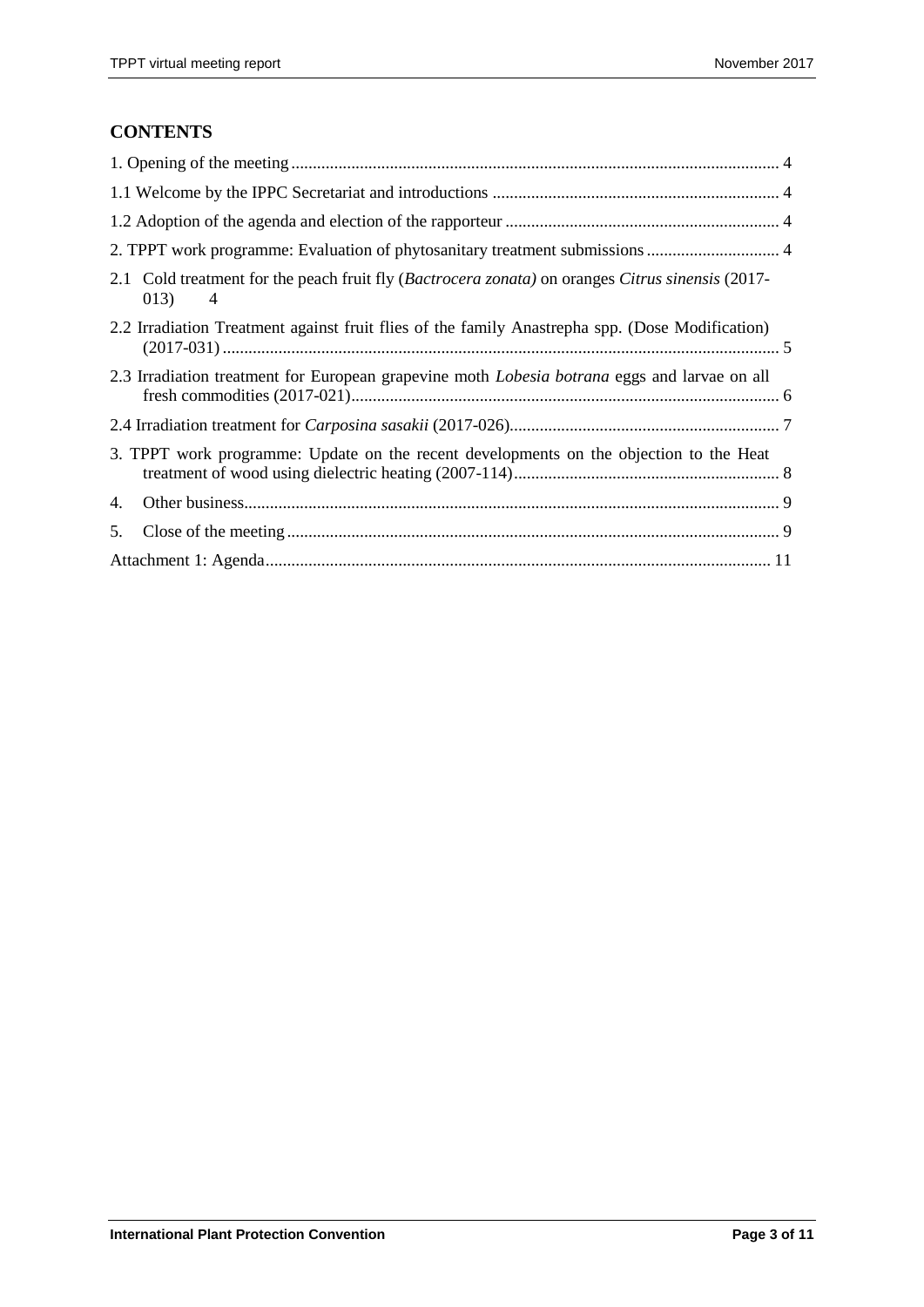## CONTENTS

1. Opening of the meeting ........................................................................................................ 4

1.1 Welcome by the IPPC Secretariat and introductions ................................................................ 4

1.2 Adoption of the agenda and election of the rapporteur ............................................................ 4

2. TPPT work programme: Evaluation of phytosanitary treatment submissions ............................ 4

2.1 Cold treatment for the peach fruit fly (*Bactrocera zonata)* on oranges *Citrus sinensis* (2017-013) 4

2.2 Irradiation Treatment against fruit flies of the family Anastrepha spp. (Dose Modification) (2017-031) ........................................................................................................ 5

2.3 Irradiation treatment for European grapevine moth *Lobesia botrana* eggs and larvae on all fresh commodities (2017-021) ........................................................................................................ 6

2.4 Irradiation treatment for *Carposina sasakii* (2017-026) ........................................................ 7

3. TPPT work programme: Update on the recent developments on the objection to the Heat treatment of wood using dielectric heating (2007-114) ........................................................ 8

4. Other business ........................................................................................................ 9

5. Close of the meeting ........................................................................................................ 9

Attachment 1: Agenda ........................................................................................................ 11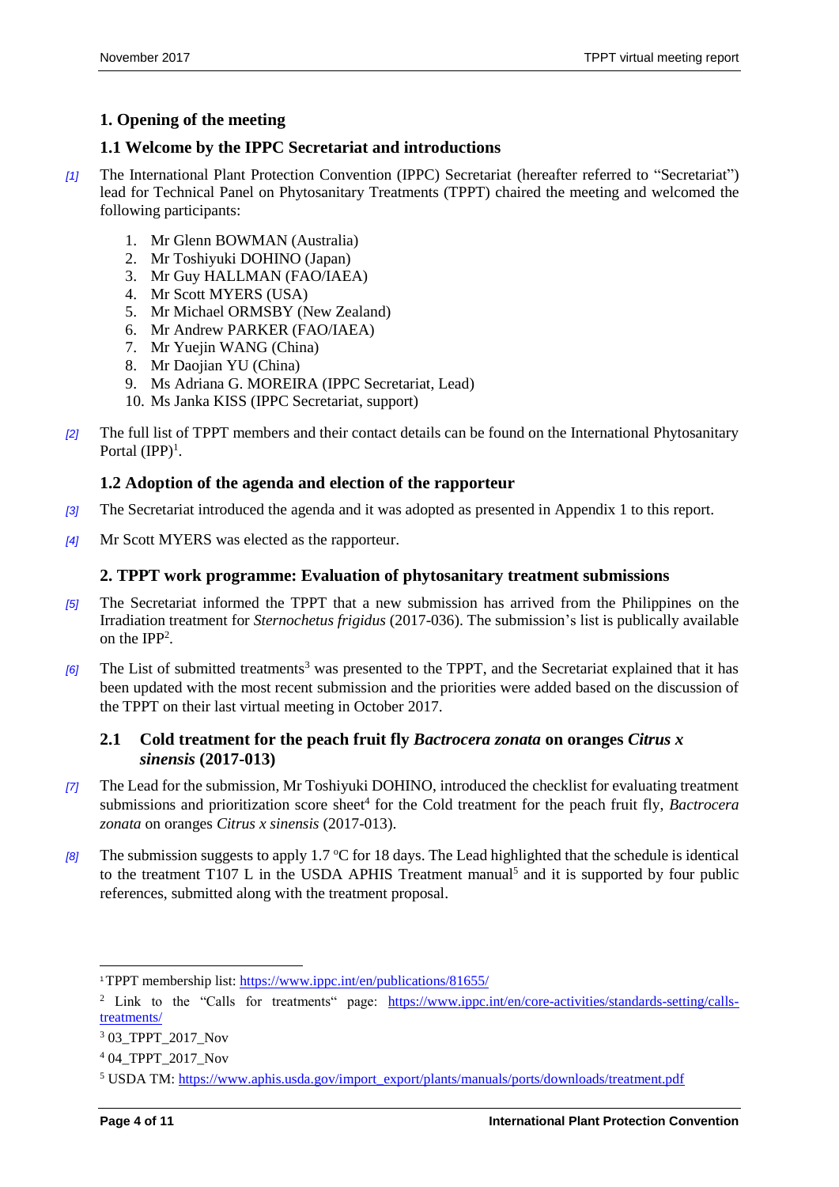## 1. Opening of the meeting

### 1.1 Welcome by the IPPC Secretariat and introductions

[1] The International Plant Protection Convention (IPPC) Secretariat (hereafter referred to "Secretariat") lead for Technical Panel on Phytosanitary Treatments (TPPT) chaired the meeting and welcomed the following participants:

1. Mr Glenn BOWMAN (Australia)
2. Mr Toshiyuki DOHINO (Japan)
3. Mr Guy HALLMAN (FAO/IAEA)
4. Mr Scott MYERS (USA)
5. Mr Michael ORMSBY (New Zealand)
6. Mr Andrew PARKER (FAO/IAEA)
7. Mr Yuejin WANG (China)
8. Mr Daojian YU (China)
9. Ms Adriana G. MOREIRA (IPPC Secretariat, Lead)
10. Ms Janka KISS (IPPC Secretariat, support)

[2] The full list of TPPT members and their contact details can be found on the International Phytosanitary Portal (IPP)[1].

### 1.2 Adoption of the agenda and election of the rapporteur

[3] The Secretariat introduced the agenda and it was adopted as presented in Appendix 1 to this report.

[4] Mr Scott MYERS was elected as the rapporteur.

## 2. TPPT work programme: Evaluation of phytosanitary treatment submissions

[5] The Secretariat informed the TPPT that a new submission has arrived from the Philippines on the Irradiation treatment for *Sternochetus frigidus* (2017-036). The submission's list is publically available on the IPP[2].

[6] The List of submitted treatments[3] was presented to the TPPT, and the Secretariat explained that it has been updated with the most recent submission and the priorities were added based on the discussion of the TPPT on their last virtual meeting in October 2017.

### 2.1 Cold treatment for the peach fruit fly *Bactrocera zonata* on oranges *Citrus x sinensis* (2017-013)

[7] The Lead for the submission, Mr Toshiyuki DOHINO, introduced the checklist for evaluating treatment submissions and prioritization score sheet[4] for the Cold treatment for the peach fruit fly, *Bactrocera zonata* on oranges *Citrus x sinensis* (2017-013).

[8] The submission suggests to apply 1.7 °C for 18 days. The Lead highlighted that the schedule is identical to the treatment T107 L in the USDA APHIS Treatment manual[5] and it is supported by four public references, submitted along with the treatment proposal.

---

[1] TPPT membership list: https://www.ippc.int/en/publications/81655/

[2] Link to the "Calls for treatments" page: https://www.ippc.int/en/core-activities/standards-setting/calls-treatments/

[3] 03_TPPT_2017_Nov

[4] 04_TPPT_2017_Nov

[5] USDA TM: https://www.aphis.usda.gov/import_export/plants/manuals/ports/downloads/treatment.pdf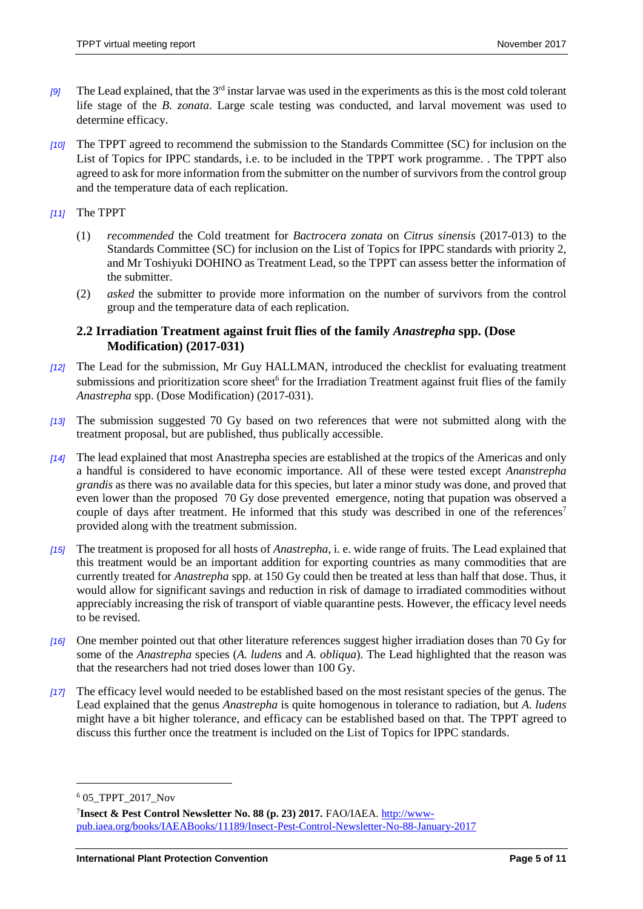*[9]* The Lead explained, that the 3rd instar larvae was used in the experiments as this is the most cold tolerant life stage of the *B. zonata*. Large scale testing was conducted, and larval movement was used to determine efficacy.

*[10]* The TPPT agreed to recommend the submission to the Standards Committee (SC) for inclusion on the List of Topics for IPPC standards, i.e. to be included in the TPPT work programme. . The TPPT also agreed to ask for more information from the submitter on the number of survivors from the control group and the temperature data of each replication.

*[11]* The TPPT

(1) *recommended* the Cold treatment for *Bactrocera zonata* on *Citrus sinensis* (2017-013) to the Standards Committee (SC) for inclusion on the List of Topics for IPPC standards with priority 2, and Mr Toshiyuki DOHINO as Treatment Lead, so the TPPT can assess better the information of the submitter.

(2) *asked* the submitter to provide more information on the number of survivors from the control group and the temperature data of each replication.

## 2.2 Irradiation Treatment against fruit flies of the family *Anastrepha* spp. (Dose Modification) (2017-031)

*[12]* The Lead for the submission, Mr Guy HALLMAN, introduced the checklist for evaluating treatment submissions and prioritization score sheet[6] for the Irradiation Treatment against fruit flies of the family *Anastrepha* spp. (Dose Modification) (2017-031).

*[13]* The submission suggested 70 Gy based on two references that were not submitted along with the treatment proposal, but are published, thus publically accessible.

*[14]* The lead explained that most Anastrepha species are established at the tropics of the Americas and only a handful is considered to have economic importance. All of these were tested except *Ananstrepha grandis* as there was no available data for this species, but later a minor study was done, and proved that even lower than the proposed 70 Gy dose prevented emergence, noting that pupation was observed a couple of days after treatment. He informed that this study was described in one of the references[7] provided along with the treatment submission.

*[15]* The treatment is proposed for all hosts of *Anastrepha*, i. e. wide range of fruits. The Lead explained that this treatment would be an important addition for exporting countries as many commodities that are currently treated for *Anastrepha* spp. at 150 Gy could then be treated at less than half that dose. Thus, it would allow for significant savings and reduction in risk of damage to irradiated commodities without appreciably increasing the risk of transport of viable quarantine pests. However, the efficacy level needs to be revised.

*[16]* One member pointed out that other literature references suggest higher irradiation doses than 70 Gy for some of the *Anastrepha* species (*A. ludens* and *A. obliqua*). The Lead highlighted that the reason was that the researchers had not tried doses lower than 100 Gy.

*[17]* The efficacy level would needed to be established based on the most resistant species of the genus. The Lead explained that the genus *Anastrepha* is quite homogenous in tolerance to radiation, but *A. ludens* might have a bit higher tolerance, and efficacy can be established based on that. The TPPT agreed to discuss this further once the treatment is included on the List of Topics for IPPC standards.

---

[6] 05_TPPT_2017_Nov

[7] **Insect & Pest Control Newsletter No. 88 (p. 23) 2017.** FAO/IAEA. http://www-pub.iaea.org/books/IAEABooks/11189/Insect-Pest-Control-Newsletter-No-88-January-2017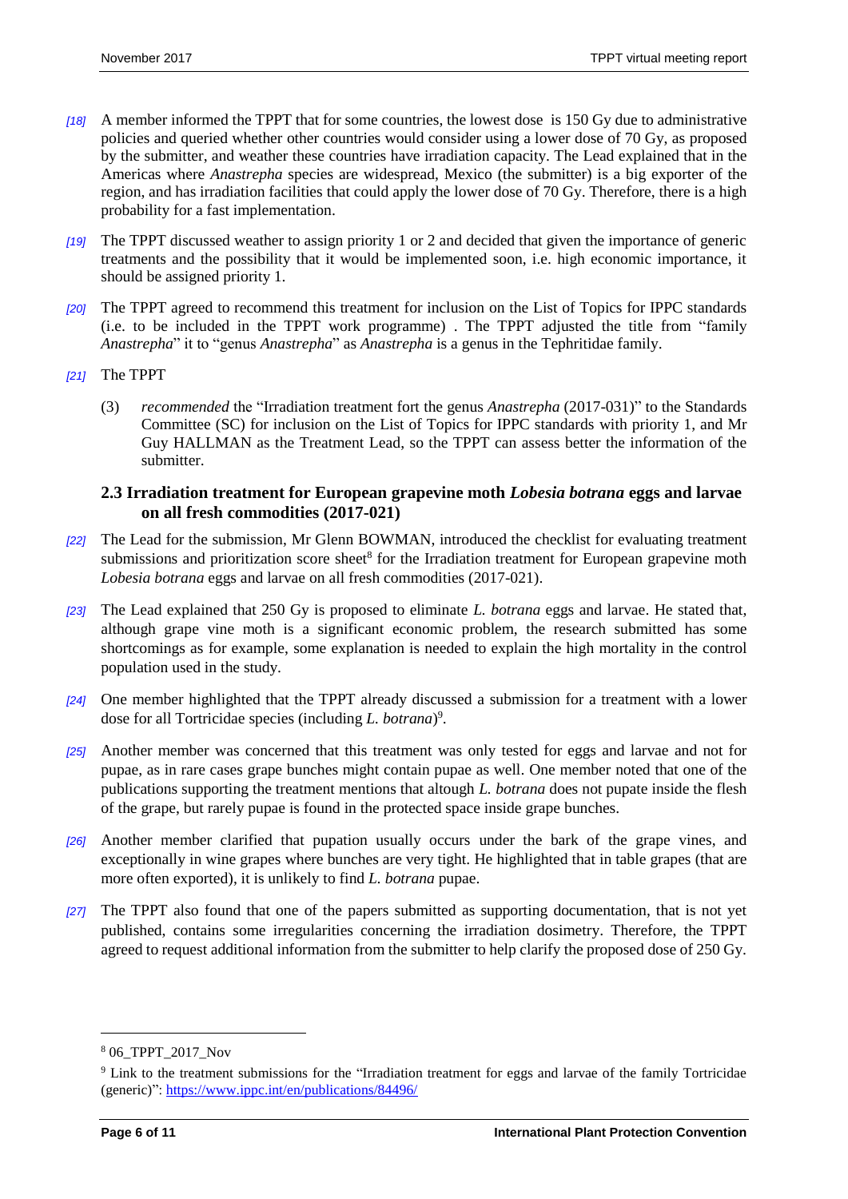[18] A member informed the TPPT that for some countries, the lowest dose  is 150 Gy due to administrative policies and queried whether other countries would consider using a lower dose of 70 Gy, as proposed by the submitter, and weather these countries have irradiation capacity. The Lead explained that in the Americas where *Anastrepha* species are widespread, Mexico (the submitter) is a big exporter of the region, and has irradiation facilities that could apply the lower dose of 70 Gy. Therefore, there is a high probability for a fast implementation.

[19] The TPPT discussed weather to assign priority 1 or 2 and decided that given the importance of generic treatments and the possibility that it would be implemented soon, i.e. high economic importance, it should be assigned priority 1.

[20] The TPPT agreed to recommend this treatment for inclusion on the List of Topics for IPPC standards (i.e. to be included in the TPPT work programme) . The TPPT adjusted the title from "family *Anastrepha*" it to "genus *Anastrepha*" as *Anastrepha* is a genus in the Tephritidae family.

[21] The TPPT

(3) *recommended* the "Irradiation treatment fort the genus *Anastrepha* (2017-031)" to the Standards Committee (SC) for inclusion on the List of Topics for IPPC standards with priority 1, and Mr Guy HALLMAN as the Treatment Lead, so the TPPT can assess better the information of the submitter.

## 2.3 Irradiation treatment for European grapevine moth *Lobesia botrana* eggs and larvae on all fresh commodities (2017-021)

[22] The Lead for the submission, Mr Glenn BOWMAN, introduced the checklist for evaluating treatment submissions and prioritization score sheet[8] for the Irradiation treatment for European grapevine moth *Lobesia botrana* eggs and larvae on all fresh commodities (2017-021).

[23] The Lead explained that 250 Gy is proposed to eliminate *L. botrana* eggs and larvae. He stated that, although grape vine moth is a significant economic problem, the research submitted has some shortcomings as for example, some explanation is needed to explain the high mortality in the control population used in the study.

[24] One member highlighted that the TPPT already discussed a submission for a treatment with a lower dose for all Tortricidae species (including *L. botrana*)[9].

[25] Another member was concerned that this treatment was only tested for eggs and larvae and not for pupae, as in rare cases grape bunches might contain pupae as well. One member noted that one of the publications supporting the treatment mentions that altough *L. botrana* does not pupate inside the flesh of the grape, but rarely pupae is found in the protected space inside grape bunches.

[26] Another member clarified that pupation usually occurs under the bark of the grape vines, and exceptionally in wine grapes where bunches are very tight. He highlighted that in table grapes (that are more often exported), it is unlikely to find *L. botrana* pupae.

[27] The TPPT also found that one of the papers submitted as supporting documentation, that is not yet published, contains some irregularities concerning the irradiation dosimetry. Therefore, the TPPT agreed to request additional information from the submitter to help clarify the proposed dose of 250 Gy.

---

[8] 06_TPPT_2017_Nov

[9] Link to the treatment submissions for the "Irradiation treatment for eggs and larvae of the family Tortricidae (generic)": https://www.ippc.int/en/publications/84496/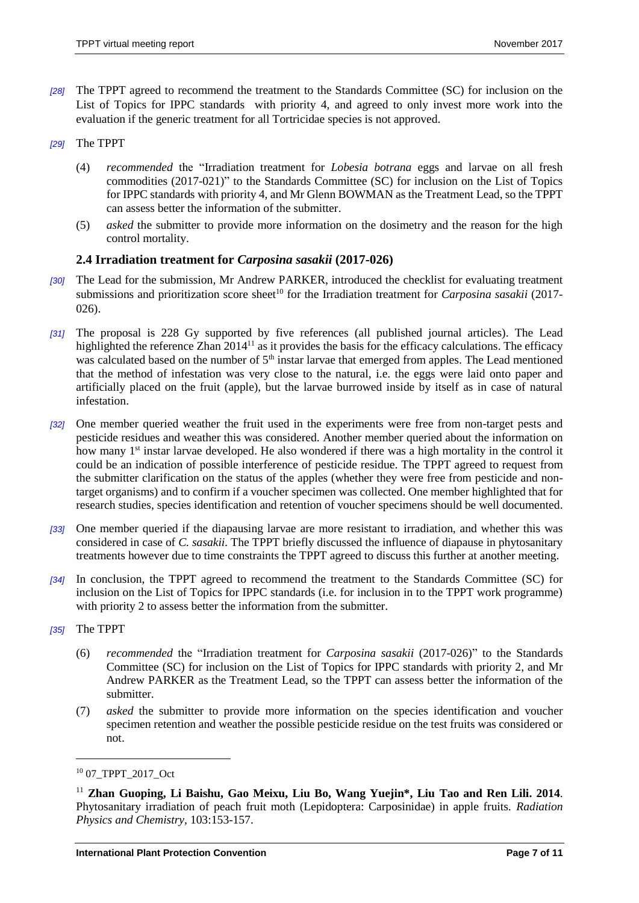*[28]* The TPPT agreed to recommend the treatment to the Standards Committee (SC) for inclusion on the List of Topics for IPPC standards with priority 4, and agreed to only invest more work into the evaluation if the generic treatment for all Tortricidae species is not approved.

*[29]* The TPPT

(4) *recommended* the "Irradiation treatment for *Lobesia botrana* eggs and larvae on all fresh commodities (2017-021)" to the Standards Committee (SC) for inclusion on the List of Topics for IPPC standards with priority 4, and Mr Glenn BOWMAN as the Treatment Lead, so the TPPT can assess better the information of the submitter.

(5) *asked* the submitter to provide more information on the dosimetry and the reason for the high control mortality.

### 2.4 Irradiation treatment for *Carposina sasakii* (2017-026)

*[30]* The Lead for the submission, Mr Andrew PARKER, introduced the checklist for evaluating treatment submissions and prioritization score sheet[10] for the Irradiation treatment for *Carposina sasakii* (2017-026).

*[31]* The proposal is 228 Gy supported by five references (all published journal articles). The Lead highlighted the reference Zhan 2014[11] as it provides the basis for the efficacy calculations. The efficacy was calculated based on the number of 5th instar larvae that emerged from apples. The Lead mentioned that the method of infestation was very close to the natural, i.e. the eggs were laid onto paper and artificially placed on the fruit (apple), but the larvae burrowed inside by itself as in case of natural infestation.

*[32]* One member queried weather the fruit used in the experiments were free from non-target pests and pesticide residues and weather this was considered. Another member queried about the information on how many 1st instar larvae developed. He also wondered if there was a high mortality in the control it could be an indication of possible interference of pesticide residue. The TPPT agreed to request from the submitter clarification on the status of the apples (whether they were free from pesticide and non-target organisms) and to confirm if a voucher specimen was collected. One member highlighted that for research studies, species identification and retention of voucher specimens should be well documented.

*[33]* One member queried if the diapausing larvae are more resistant to irradiation, and whether this was considered in case of *C. sasakii*. The TPPT briefly discussed the influence of diapause in phytosanitary treatments however due to time constraints the TPPT agreed to discuss this further at another meeting.

*[34]* In conclusion, the TPPT agreed to recommend the treatment to the Standards Committee (SC) for inclusion on the List of Topics for IPPC standards (i.e. for inclusion in to the TPPT work programme) with priority 2 to assess better the information from the submitter.

*[35]* The TPPT

(6) *recommended* the "Irradiation treatment for *Carposina sasakii* (2017-026)" to the Standards Committee (SC) for inclusion on the List of Topics for IPPC standards with priority 2, and Mr Andrew PARKER as the Treatment Lead, so the TPPT can assess better the information of the submitter.

(7) *asked* the submitter to provide more information on the species identification and voucher specimen retention and weather the possible pesticide residue on the test fruits was considered or not.

---

[10] 07_TPPT_2017_Oct

[11] **Zhan Guoping, Li Baishu, Gao Meixu, Liu Bo, Wang Yuejin\*, Liu Tao and Ren Lili. 2014**. Phytosanitary irradiation of peach fruit moth (Lepidoptera: Carposinidae) in apple fruits. *Radiation Physics and Chemistry*, 103:153-157.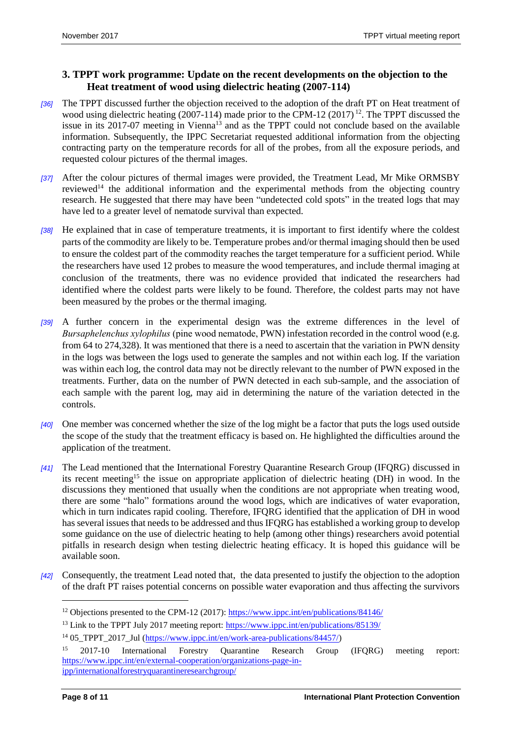## 3. TPPT work programme: Update on the recent developments on the objection to the Heat treatment of wood using dielectric heating (2007-114)

*[36]* The TPPT discussed further the objection received to the adoption of the draft PT on Heat treatment of wood using dielectric heating (2007-114) made prior to the CPM-12 (2017) [12]. The TPPT discussed the issue in its 2017-07 meeting in Vienna[13] and as the TPPT could not conclude based on the available information. Subsequently, the IPPC Secretariat requested additional information from the objecting contracting party on the temperature records for all of the probes, from all the exposure periods, and requested colour pictures of the thermal images.

*[37]* After the colour pictures of thermal images were provided, the Treatment Lead, Mr Mike ORMSBY reviewed[14] the additional information and the experimental methods from the objecting country research. He suggested that there may have been "undetected cold spots" in the treated logs that may have led to a greater level of nematode survival than expected.

*[38]* He explained that in case of temperature treatments, it is important to first identify where the coldest parts of the commodity are likely to be. Temperature probes and/or thermal imaging should then be used to ensure the coldest part of the commodity reaches the target temperature for a sufficient period. While the researchers have used 12 probes to measure the wood temperatures, and include thermal imaging at conclusion of the treatments, there was no evidence provided that indicated the researchers had identified where the coldest parts were likely to be found. Therefore, the coldest parts may not have been measured by the probes or the thermal imaging.

*[39]* A further concern in the experimental design was the extreme differences in the level of *Bursaphelenchus xylophilus* (pine wood nematode, PWN) infestation recorded in the control wood (e.g. from 64 to 274,328). It was mentioned that there is a need to ascertain that the variation in PWN density in the logs was between the logs used to generate the samples and not within each log. If the variation was within each log, the control data may not be directly relevant to the number of PWN exposed in the treatments. Further, data on the number of PWN detected in each sub-sample, and the association of each sample with the parent log, may aid in determining the nature of the variation detected in the controls.

*[40]* One member was concerned whether the size of the log might be a factor that puts the logs used outside the scope of the study that the treatment efficacy is based on. He highlighted the difficulties around the application of the treatment.

*[41]* The Lead mentioned that the International Forestry Quarantine Research Group (IFQRG) discussed in its recent meeting[15] the issue on appropriate application of dielectric heating (DH) in wood. In the discussions they mentioned that usually when the conditions are not appropriate when treating wood, there are some "halo" formations around the wood logs, which are indicatives of water evaporation, which in turn indicates rapid cooling. Therefore, IFQRG identified that the application of DH in wood has several issues that needs to be addressed and thus IFQRG has established a working group to develop some guidance on the use of dielectric heating to help (among other things) researchers avoid potential pitfalls in research design when testing dielectric heating efficacy. It is hoped this guidance will be available soon.

*[42]* Consequently, the treatment Lead noted that, the data presented to justify the objection to the adoption of the draft PT raises potential concerns on possible water evaporation and thus affecting the survivors

---

[12] Objections presented to the CPM-12 (2017): https://www.ippc.int/en/publications/84146/

[13] Link to the TPPT July 2017 meeting report: https://www.ippc.int/en/publications/85139/

[14] 05_TPPT_2017_Jul (https://www.ippc.int/en/work-area-publications/84457/)

[15] 2017-10 International Forestry Quarantine Research Group (IFQRG) meeting report: https://www.ippc.int/en/external-cooperation/organizations-page-in-ipp/internationalforestryquarantineresearchgroup/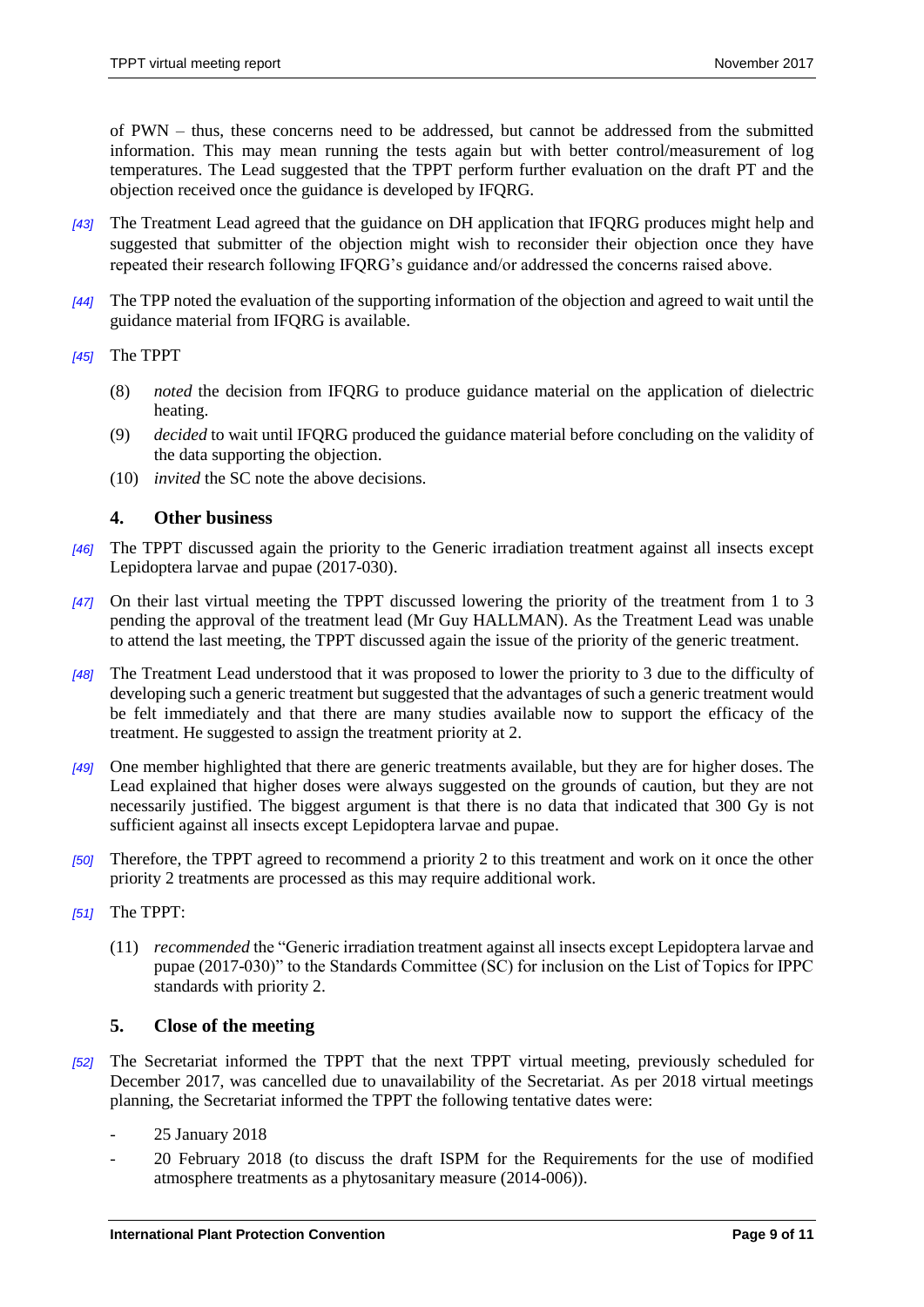of PWN – thus, these concerns need to be addressed, but cannot be addressed from the submitted information. This may mean running the tests again but with better control/measurement of log temperatures. The Lead suggested that the TPPT perform further evaluation on the draft PT and the objection received once the guidance is developed by IFQRG.

*[43]* The Treatment Lead agreed that the guidance on DH application that IFQRG produces might help and suggested that submitter of the objection might wish to reconsider their objection once they have repeated their research following IFQRG's guidance and/or addressed the concerns raised above.

*[44]* The TPP noted the evaluation of the supporting information of the objection and agreed to wait until the guidance material from IFQRG is available.

*[45]* The TPPT

(8) *noted* the decision from IFQRG to produce guidance material on the application of dielectric heating.

(9) *decided* to wait until IFQRG produced the guidance material before concluding on the validity of the data supporting the objection.

(10) *invited* the SC note the above decisions.

## 4. Other business

*[46]* The TPPT discussed again the priority to the Generic irradiation treatment against all insects except Lepidoptera larvae and pupae (2017-030).

*[47]* On their last virtual meeting the TPPT discussed lowering the priority of the treatment from 1 to 3 pending the approval of the treatment lead (Mr Guy HALLMAN). As the Treatment Lead was unable to attend the last meeting, the TPPT discussed again the issue of the priority of the generic treatment.

*[48]* The Treatment Lead understood that it was proposed to lower the priority to 3 due to the difficulty of developing such a generic treatment but suggested that the advantages of such a generic treatment would be felt immediately and that there are many studies available now to support the efficacy of the treatment. He suggested to assign the treatment priority at 2.

*[49]* One member highlighted that there are generic treatments available, but they are for higher doses. The Lead explained that higher doses were always suggested on the grounds of caution, but they are not necessarily justified. The biggest argument is that there is no data that indicated that 300 Gy is not sufficient against all insects except Lepidoptera larvae and pupae.

*[50]* Therefore, the TPPT agreed to recommend a priority 2 to this treatment and work on it once the other priority 2 treatments are processed as this may require additional work.

*[51]* The TPPT:

(11) *recommended* the "Generic irradiation treatment against all insects except Lepidoptera larvae and pupae (2017-030)" to the Standards Committee (SC) for inclusion on the List of Topics for IPPC standards with priority 2.

## 5. Close of the meeting

*[52]* The Secretariat informed the TPPT that the next TPPT virtual meeting, previously scheduled for December 2017, was cancelled due to unavailability of the Secretariat. As per 2018 virtual meetings planning, the Secretariat informed the TPPT the following tentative dates were:

- 25 January 2018
- 20 February 2018 (to discuss the draft ISPM for the Requirements for the use of modified atmosphere treatments as a phytosanitary measure (2014-006)).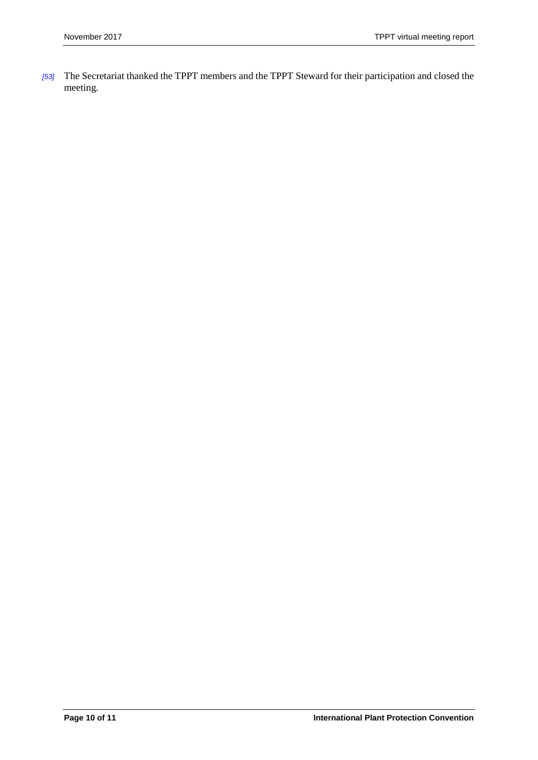[53] The Secretariat thanked the TPPT members and the TPPT Steward for their participation and closed the meeting.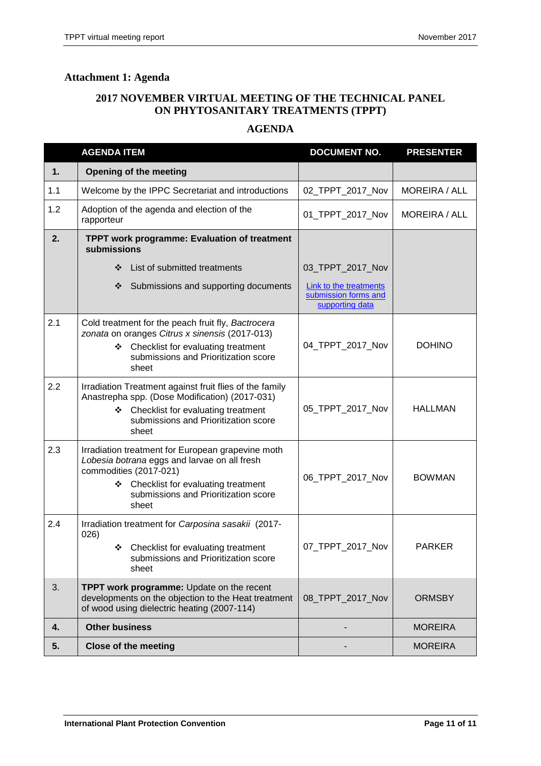## Attachment 1: Agenda

### 2017 NOVEMBER VIRTUAL MEETING OF THE TECHNICAL PANEL ON PHYTOSANITARY TREATMENTS (TPPT)

### AGENDA

| | AGENDA ITEM | DOCUMENT NO. | PRESENTER |
|---|---|---|---|
| **1.** | **Opening of the meeting** | | |
| 1.1 | Welcome by the IPPC Secretariat and introductions | 02_TPPT_2017_Nov | MOREIRA / ALL |
| 1.2 | Adoption of the agenda and election of the rapporteur | 01_TPPT_2017_Nov | MOREIRA / ALL |
| **2.** | **TPPT work programme: Evaluation of treatment submissions**<br>❖ List of submitted treatments<br>❖ Submissions and supporting documents | 03_TPPT_2017_Nov<br>Link to the treatments submission forms and supporting data | |
| 2.1 | Cold treatment for the peach fruit fly, *Bactrocera zonata* on oranges *Citrus x sinensis* (2017-013)<br>❖ Checklist for evaluating treatment submissions and Prioritization score sheet | 04_TPPT_2017_Nov | DOHINO |
| 2.2 | Irradiation Treatment against fruit flies of the family Anastrepha spp. (Dose Modification) (2017-031)<br>❖ Checklist for evaluating treatment submissions and Prioritization score sheet | 05_TPPT_2017_Nov | HALLMAN |
| 2.3 | Irradiation treatment for European grapevine moth *Lobesia botrana* eggs and larvae on all fresh commodities (2017-021)<br>❖ Checklist for evaluating treatment submissions and Prioritization score sheet | 06_TPPT_2017_Nov | BOWMAN |
| 2.4 | Irradiation treatment for *Carposina sasakii* (2017-026)<br>❖ Checklist for evaluating treatment submissions and Prioritization score sheet | 07_TPPT_2017_Nov | PARKER |
| 3. | **TPPT work programme:** Update on the recent developments on the objection to the Heat treatment of wood using dielectric heating (2007-114) | 08_TPPT_2017_Nov | ORMSBY |
| **4.** | **Other business** | - | MOREIRA |
| **5.** | **Close of the meeting** | - | MOREIRA |